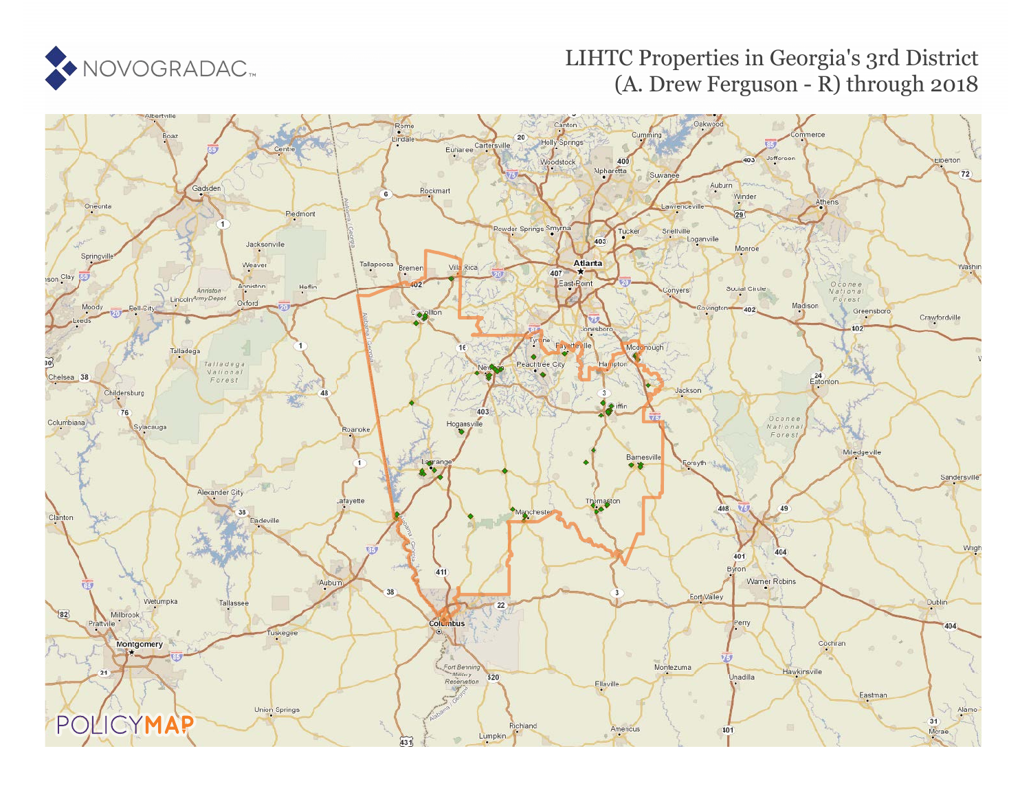NOVOGRADAC

# LIHTC Properties in Georgia's 3rd District (A. Drew Ferguson - R) through 2018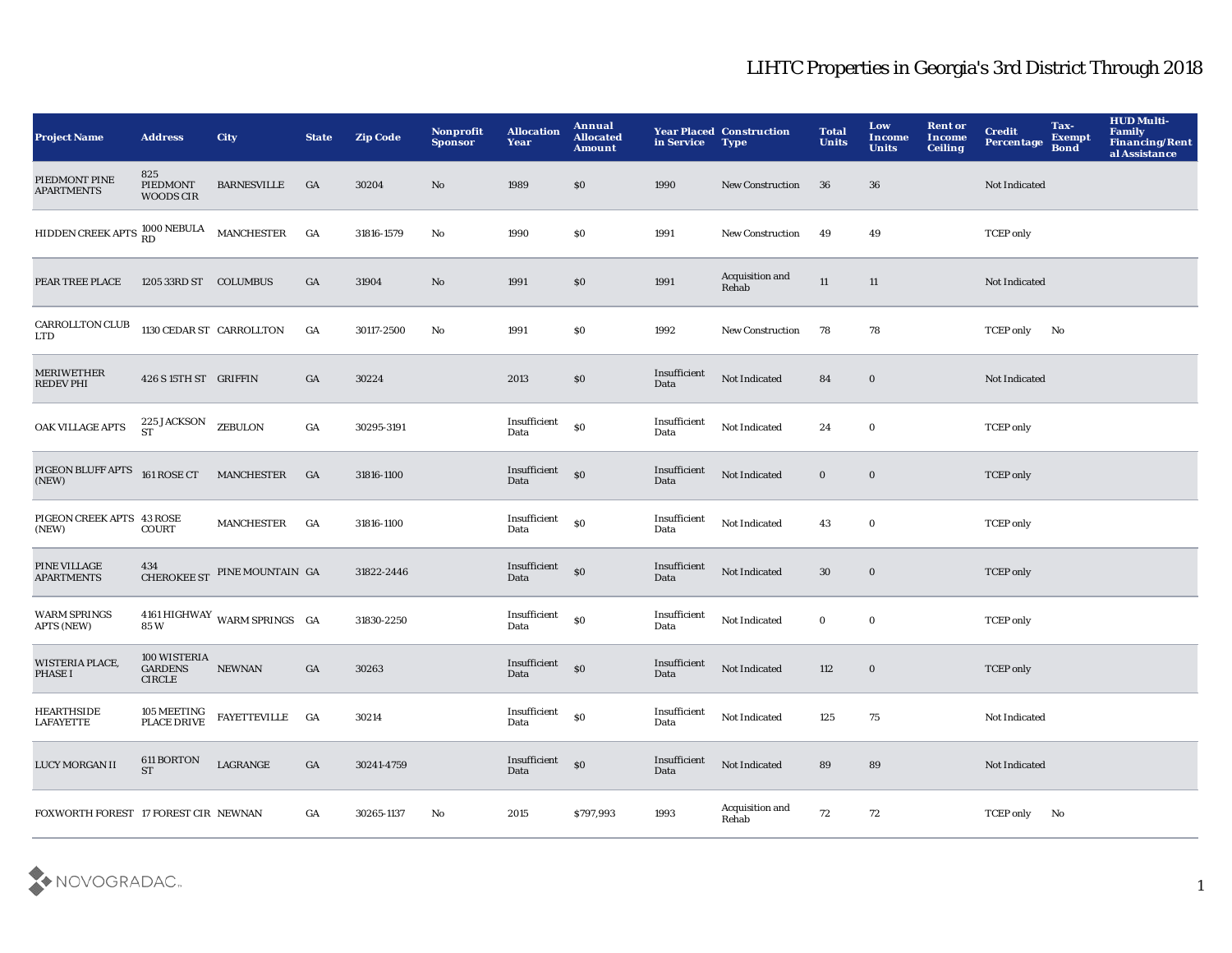# LIHTC Properties in Georgia's 3rd District Through 2018

| Project Name | Address | City | State | Zip Code | Nonprofit Sponsor | Allocation Year | Annual Allocated Amount | Year Placed in Service | Construction Type | Total Units | Low Income Units | Rent or Income Ceiling | Credit Percentage | Tax-Exempt Bond | HUD Multi-Family Financing/Rental Assistance |
|---|---|---|---|---|---|---|---|---|---|---|---|---|---|---|---|
| PIEDMONT PINE APARTMENTS | 825 PIEDMONT WOODS CIR | BARNESVILLE | GA | 30204 | No | 1989 | $0 | 1990 | New Construction | 36 | 36 | | Not Indicated | | |
| HIDDEN CREEK APTS | 1000 NEBULA RD | MANCHESTER | GA | 31816-1579 | No | 1990 | $0 | 1991 | New Construction | 49 | 49 | | TCEP only | | |
| PEAR TREE PLACE | 1205 33RD ST | COLUMBUS | GA | 31904 | No | 1991 | $0 | 1991 | Acquisition and Rehab | 11 | 11 | | Not Indicated | | |
| CARROLLTON CLUB LTD | 1130 CEDAR ST | CARROLLTON | GA | 30117-2500 | No | 1991 | $0 | 1992 | New Construction | 78 | 78 | | TCEP only | No | |
| MERIWETHER REDEV PHI | 426 S 15TH ST | GRIFFIN | GA | 30224 | | 2013 | $0 | Insufficient Data | Not Indicated | 84 | 0 | | Not Indicated | | |
| OAK VILLAGE APTS | 225 JACKSON ST | ZEBULON | GA | 30295-3191 | | Insufficient Data | $0 | Insufficient Data | Not Indicated | 24 | 0 | | TCEP only | | |
| PIGEON BLUFF APTS (NEW) | 161 ROSE CT | MANCHESTER | GA | 31816-1100 | | Insufficient Data | $0 | Insufficient Data | Not Indicated | 0 | 0 | | TCEP only | | |
| PIGEON CREEK APTS (NEW) | 43 ROSE COURT | MANCHESTER | GA | 31816-1100 | | Insufficient Data | $0 | Insufficient Data | Not Indicated | 43 | 0 | | TCEP only | | |
| PINE VILLAGE APARTMENTS | 434 CHEROKEE ST | PINE MOUNTAIN | GA | 31822-2446 | | Insufficient Data | $0 | Insufficient Data | Not Indicated | 30 | 0 | | TCEP only | | |
| WARM SPRINGS APTS (NEW) | 4161 HIGHWAY 85 W | WARM SPRINGS | GA | 31830-2250 | | Insufficient Data | $0 | Insufficient Data | Not Indicated | 0 | 0 | | TCEP only | | |
| WISTERIA PLACE, PHASE I | 100 WISTERIA GARDENS CIRCLE | NEWNAN | GA | 30263 | | Insufficient Data | $0 | Insufficient Data | Not Indicated | 112 | 0 | | TCEP only | | |
| HEARTHSIDE LAFAYETTE | 105 MEETING PLACE DRIVE | FAYETTEVILLE | GA | 30214 | | Insufficient Data | $0 | Insufficient Data | Not Indicated | 125 | 75 | | Not Indicated | | |
| LUCY MORGAN II | 611 BORTON ST | LAGRANGE | GA | 30241-4759 | | Insufficient Data | $0 | Insufficient Data | Not Indicated | 89 | 89 | | Not Indicated | | |
| FOXWORTH FOREST | 17 FOREST CIR | NEWNAN | GA | 30265-1137 | No | 2015 | $797,993 | 1993 | Acquisition and Rehab | 72 | 72 | | TCEP only | No | |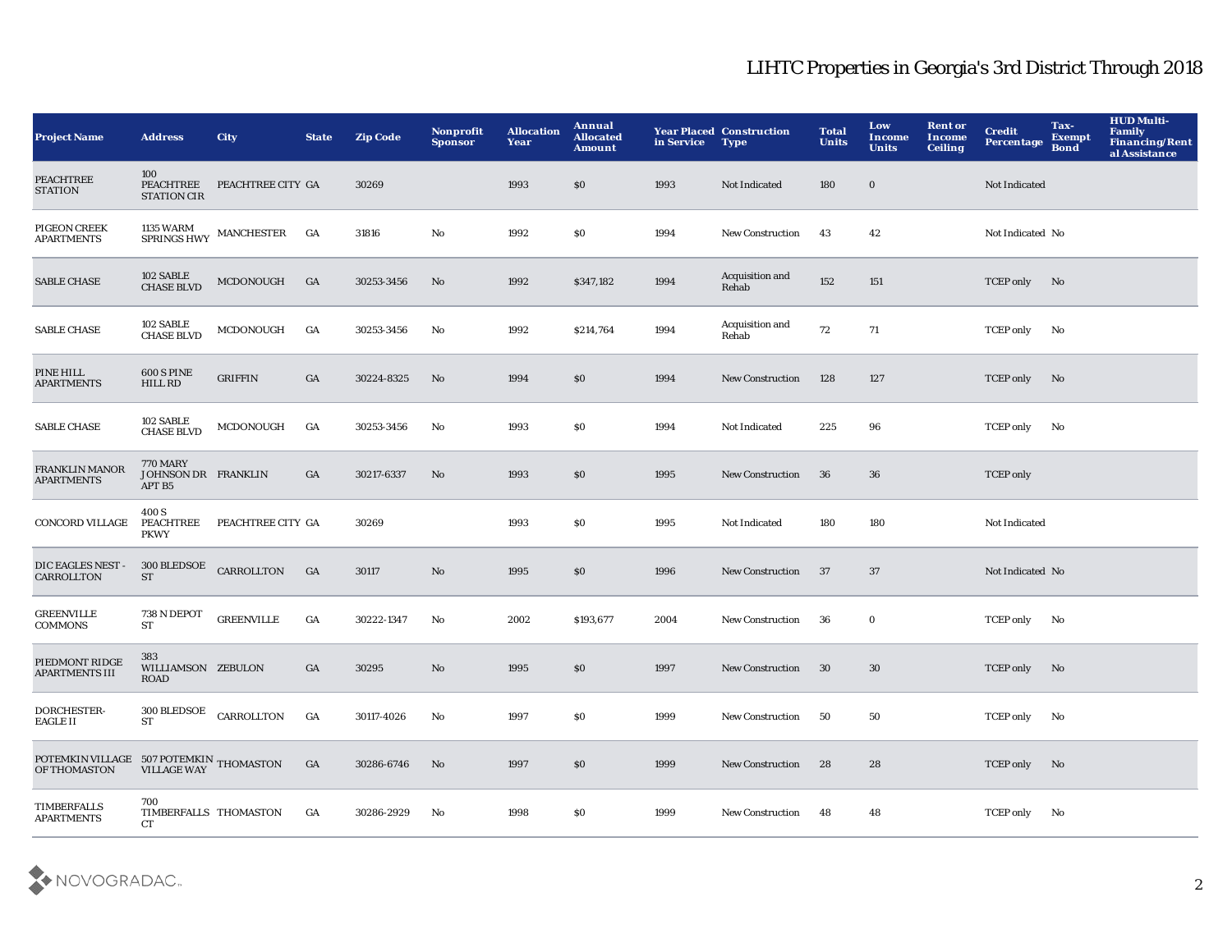## LIHTC Properties in Georgia's 3rd District Through 2018

| Project Name | Address | City | State | Zip Code | Nonprofit Sponsor | Allocation Year | Annual Allocated Amount | Year Placed in Service | Construction Type | Total Units | Low Income Units | Rent or Income Ceiling | Credit Percentage | Tax-Exempt Bond | HUD Multi-Family Financing/Rental Assistance |
|---|---|---|---|---|---|---|---|---|---|---|---|---|---|---|---|
| PEACHTREE STATION | 100 PEACHTREE STATION CIR | PEACHTREE CITY | GA | 30269 | | 1993 | $0 | 1993 | Not Indicated | 180 | 0 | | Not Indicated | | |
| PIGEON CREEK APARTMENTS | 1135 WARM SPRINGS HWY | MANCHESTER | GA | 31816 | No | 1992 | $0 | 1994 | New Construction | 43 | 42 | | Not Indicated | No | |
| SABLE CHASE | 102 SABLE CHASE BLVD | MCDONOUGH | GA | 30253-3456 | No | 1992 | $347,182 | 1994 | Acquisition and Rehab | 152 | 151 | | TCEP only | No | |
| SABLE CHASE | 102 SABLE CHASE BLVD | MCDONOUGH | GA | 30253-3456 | No | 1992 | $214,764 | 1994 | Acquisition and Rehab | 72 | 71 | | TCEP only | No | |
| PINE HILL APARTMENTS | 600 S PINE HILL RD | GRIFFIN | GA | 30224-8325 | No | 1994 | $0 | 1994 | New Construction | 128 | 127 | | TCEP only | No | |
| SABLE CHASE | 102 SABLE CHASE BLVD | MCDONOUGH | GA | 30253-3456 | No | 1993 | $0 | 1994 | Not Indicated | 225 | 96 | | TCEP only | No | |
| FRANKLIN MANOR APARTMENTS | 770 MARY JOHNSON DR APT B5 | FRANKLIN | GA | 30217-6337 | No | 1993 | $0 | 1995 | New Construction | 36 | 36 | | TCEP only | | |
| CONCORD VILLAGE | 400 S PEACHTREE PKWY | PEACHTREE CITY | GA | 30269 | | 1993 | $0 | 1995 | Not Indicated | 180 | 180 | | Not Indicated | | |
| DIC EAGLES NEST - CARROLLTON | 300 BLEDSOE ST | CARROLLTON | GA | 30117 | No | 1995 | $0 | 1996 | New Construction | 37 | 37 | | Not Indicated | No | |
| GREENVILLE COMMONS | 738 N DEPOT ST | GREENVILLE | GA | 30222-1347 | No | 2002 | $193,677 | 2004 | New Construction | 36 | 0 | | TCEP only | No | |
| PIEDMONT RIDGE APARTMENTS III | 383 WILLIAMSON ROAD | ZEBULON | GA | 30295 | No | 1995 | $0 | 1997 | New Construction | 30 | 30 | | TCEP only | No | |
| DORCHESTER-EAGLE II | 300 BLEDSOE ST | CARROLLTON | GA | 30117-4026 | No | 1997 | $0 | 1999 | New Construction | 50 | 50 | | TCEP only | No | |
| POTEMKIN VILLAGE OF THOMASTON | 507 POTEMKIN VILLAGE WAY | THOMASTON | GA | 30286-6746 | No | 1997 | $0 | 1999 | New Construction | 28 | 28 | | TCEP only | No | |
| TIMBERFALLS APARTMENTS | 700 TIMBERFALLS CT | THOMASTON | GA | 30286-2929 | No | 1998 | $0 | 1999 | New Construction | 48 | 48 | | TCEP only | No | |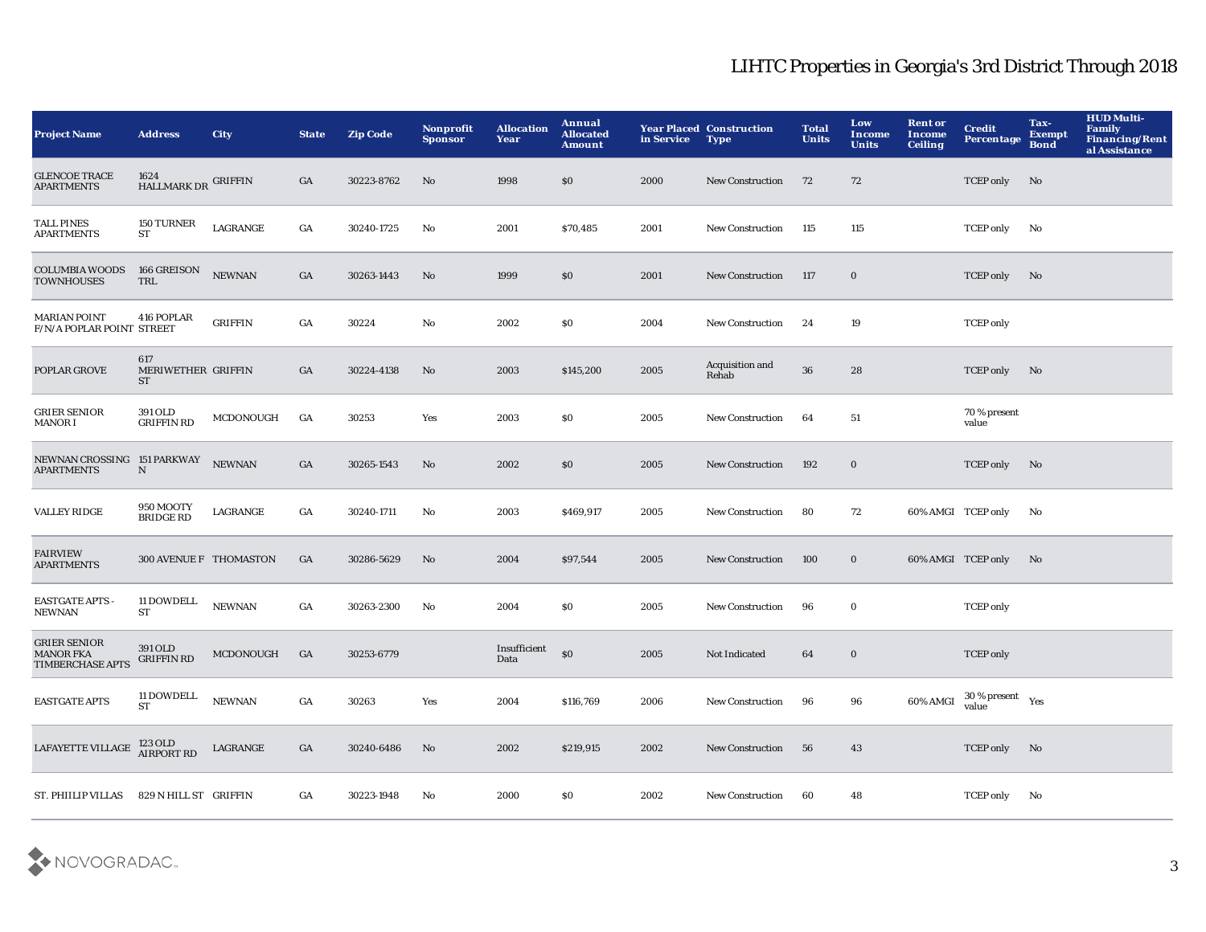# LIHTC Properties in Georgia's 3rd District Through 2018

| Project Name | Address | City | State | Zip Code | Nonprofit Sponsor | Allocation Year | Annual Allocated Amount | Year Placed in Service | Construction Type | Total Units | Low Income Units | Rent or Income Ceiling | Credit Percentage | Tax-Exempt Bond | HUD Multi-Family Financing/Rental Assistance |
|---|---|---|---|---|---|---|---|---|---|---|---|---|---|---|---|
| GLENCOE TRACE APARTMENTS | 1624 HALLMARK DR | GRIFFIN | GA | 30223-8762 | No | 1998 | $0 | 2000 | New Construction | 72 | 72 | | TCEP only | No | |
| TALL PINES APARTMENTS | 150 TURNER ST | LAGRANGE | GA | 30240-1725 | No | 2001 | $70,485 | 2001 | New Construction | 115 | 115 | | TCEP only | No | |
| COLUMBIA WOODS TOWNHOUSES | 166 GREISON TRL | NEWNAN | GA | 30263-1443 | No | 1999 | $0 | 2001 | New Construction | 117 | 0 | | TCEP only | No | |
| MARIAN POINT F/N/A POPLAR POINT | 416 POPLAR STREET | GRIFFIN | GA | 30224 | No | 2002 | $0 | 2004 | New Construction | 24 | 19 | | TCEP only | | |
| POPLAR GROVE | 617 MERIWETHER ST | GRIFFIN | GA | 30224-4138 | No | 2003 | $145,200 | 2005 | Acquisition and Rehab | 36 | 28 | | TCEP only | No | |
| GRIER SENIOR MANOR I | 391 OLD GRIFFIN RD | MCDONOUGH | GA | 30253 | Yes | 2003 | $0 | 2005 | New Construction | 64 | 51 | | 70 % present value | | |
| NEWNAN CROSSING APARTMENTS | 151 PARKWAY N | NEWNAN | GA | 30265-1543 | No | 2002 | $0 | 2005 | New Construction | 192 | 0 | | TCEP only | No | |
| VALLEY RIDGE | 950 MOOTY BRIDGE RD | LAGRANGE | GA | 30240-1711 | No | 2003 | $469,917 | 2005 | New Construction | 80 | 72 | 60% AMGI | TCEP only | No | |
| FAIRVIEW APARTMENTS | 300 AVENUE F | THOMASTON | GA | 30286-5629 | No | 2004 | $97,544 | 2005 | New Construction | 100 | 0 | 60% AMGI | TCEP only | No | |
| EASTGATE APTS - NEWNAN | 11 DOWDELL ST | NEWNAN | GA | 30263-2300 | No | 2004 | $0 | 2005 | New Construction | 96 | 0 | | TCEP only | | |
| GRIER SENIOR MANOR FKA TIMBERCHASE APTS | 391 OLD GRIFFIN RD | MCDONOUGH | GA | 30253-6779 | | Insufficient Data | $0 | 2005 | Not Indicated | 64 | 0 | | TCEP only | | |
| EASTGATE APTS | 11 DOWDELL ST | NEWNAN | GA | 30263 | Yes | 2004 | $116,769 | 2006 | New Construction | 96 | 96 | 60% AMGI | 30 % present value | Yes | |
| LAFAYETTE VILLAGE | 123 OLD AIRPORT RD | LAGRANGE | GA | 30240-6486 | No | 2002 | $219,915 | 2002 | New Construction | 56 | 43 | | TCEP only | No | |
| ST. PHIILIP VILLAS | 829 N HILL ST | GRIFFIN | GA | 30223-1948 | No | 2000 | $0 | 2002 | New Construction | 60 | 48 | | TCEP only | No | |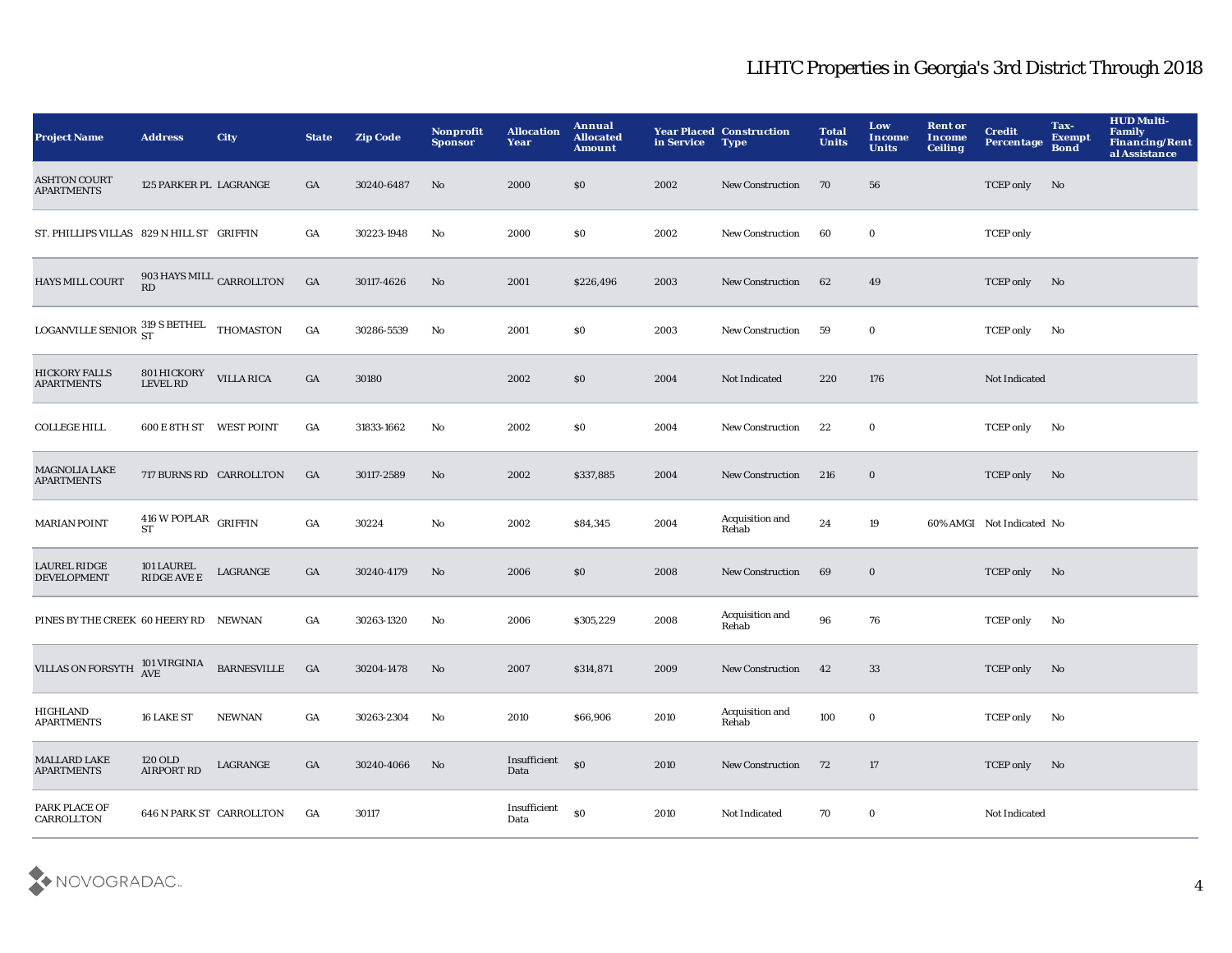# LIHTC Properties in Georgia's 3rd District Through 2018

| Project Name | Address | City | State | Zip Code | Nonprofit Sponsor | Allocation Year | Annual Allocated Amount | Year Placed in Service | Construction Type | Total Units | Low Income Units | Rent or Income Ceiling | Credit Percentage | Tax-Exempt Bond | HUD Multi-Family Financing/Rental Assistance |
|---|---|---|---|---|---|---|---|---|---|---|---|---|---|---|---|
| ASHTON COURT APARTMENTS | 125 PARKER PL | LAGRANGE | GA | 30240-6487 | No | 2000 | $0 | 2002 | New Construction | 70 | 56 | | TCEP only | No | |
| ST. PHILLIPS VILLAS | 829 N HILL ST | GRIFFIN | GA | 30223-1948 | No | 2000 | $0 | 2002 | New Construction | 60 | 0 | | TCEP only | | |
| HAYS MILL COURT | 903 HAYS MILL RD | CARROLLTON | GA | 30117-4626 | No | 2001 | $226,496 | 2003 | New Construction | 62 | 49 | | TCEP only | No | |
| LOGANVILLE SENIOR | 319 S BETHEL ST | THOMASTON | GA | 30286-5539 | No | 2001 | $0 | 2003 | New Construction | 59 | 0 | | TCEP only | No | |
| HICKORY FALLS APARTMENTS | 801 HICKORY LEVEL RD | VILLA RICA | GA | 30180 | | 2002 | $0 | 2004 | Not Indicated | 220 | 176 | | Not Indicated | | |
| COLLEGE HILL | 600 E 8TH ST | WEST POINT | GA | 31833-1662 | No | 2002 | $0 | 2004 | New Construction | 22 | 0 | | TCEP only | No | |
| MAGNOLIA LAKE APARTMENTS | 717 BURNS RD | CARROLLTON | GA | 30117-2589 | No | 2002 | $337,885 | 2004 | New Construction | 216 | 0 | | TCEP only | No | |
| MARIAN POINT | 416 W POPLAR ST | GRIFFIN | GA | 30224 | No | 2002 | $84,345 | 2004 | Acquisition and Rehab | 24 | 19 | 60% AMGI | Not Indicated | No | |
| LAUREL RIDGE DEVELOPMENT | 101 LAUREL RIDGE AVE E | LAGRANGE | GA | 30240-4179 | No | 2006 | $0 | 2008 | New Construction | 69 | 0 | | TCEP only | No | |
| PINES BY THE CREEK | 60 HEERY RD | NEWNAN | GA | 30263-1320 | No | 2006 | $305,229 | 2008 | Acquisition and Rehab | 96 | 76 | | TCEP only | No | |
| VILLAS ON FORSYTH | 101 VIRGINIA AVE | BARNESVILLE | GA | 30204-1478 | No | 2007 | $314,871 | 2009 | New Construction | 42 | 33 | | TCEP only | No | |
| HIGHLAND APARTMENTS | 16 LAKE ST | NEWNAN | GA | 30263-2304 | No | 2010 | $66,906 | 2010 | Acquisition and Rehab | 100 | 0 | | TCEP only | No | |
| MALLARD LAKE APARTMENTS | 120 OLD AIRPORT RD | LAGRANGE | GA | 30240-4066 | No | Insufficient Data | $0 | 2010 | New Construction | 72 | 17 | | TCEP only | No | |
| PARK PLACE OF CARROLLTON | 646 N PARK ST | CARROLLTON | GA | 30117 | | Insufficient Data | $0 | 2010 | Not Indicated | 70 | 0 | | Not Indicated | | |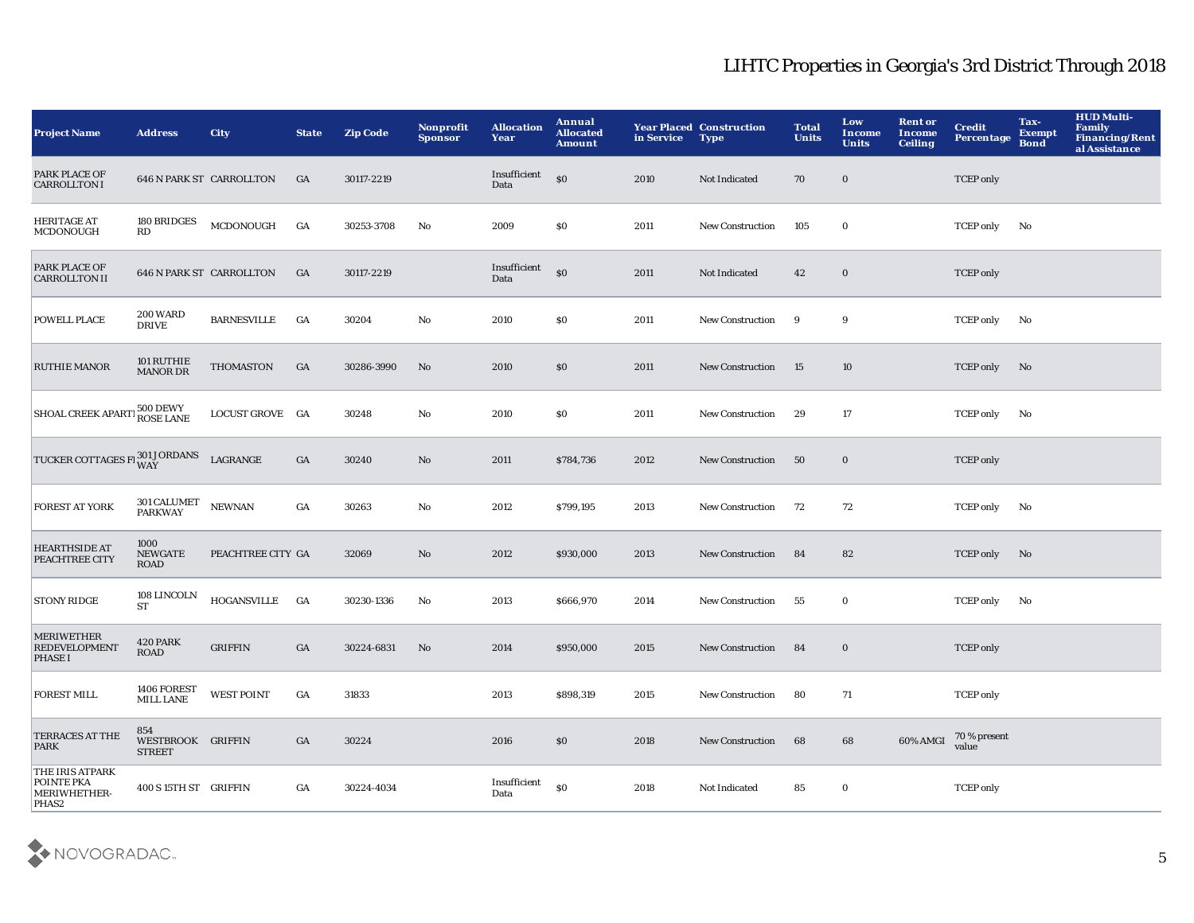# LIHTC Properties in Georgia's 3rd District Through 2018

| Project Name | Address | City | State | Zip Code | Nonprofit Sponsor | Allocation Year | Annual Allocated Amount | Year Placed in Service | Construction Type | Total Units | Low Income Units | Rent or Income Ceiling | Credit Percentage | Tax-Exempt Bond | HUD Multi-Family Financing/Rental Assistance |
|---|---|---|---|---|---|---|---|---|---|---|---|---|---|---|---|
| PARK PLACE OF CARROLLTON I | 646 N PARK ST | CARROLLTON | GA | 30117-2219 | | Insufficient Data | $0 | 2010 | Not Indicated | 70 | 0 | | TCEP only | | |
| HERITAGE AT MCDONOUGH | 180 BRIDGES RD | MCDONOUGH | GA | 30253-3708 | No | 2009 | $0 | 2011 | New Construction | 105 | 0 | | TCEP only | No | |
| PARK PLACE OF CARROLLTON II | 646 N PARK ST | CARROLLTON | GA | 30117-2219 | | Insufficient Data | $0 | 2011 | Not Indicated | 42 | 0 | | TCEP only | | |
| POWELL PLACE | 200 WARD DRIVE | BARNESVILLE | GA | 30204 | No | 2010 | $0 | 2011 | New Construction | 9 | 9 | | TCEP only | No | |
| RUTHIE MANOR | 101 RUTHIE MANOR DR | THOMASTON | GA | 30286-3990 | No | 2010 | $0 | 2011 | New Construction | 15 | 10 | | TCEP only | No | |
| SHOAL CREEK APARTI | 500 DEWY ROSE LANE | LOCUST GROVE | GA | 30248 | No | 2010 | $0 | 2011 | New Construction | 29 | 17 | | TCEP only | No | |
| TUCKER COTTAGES FI | 301 JORDANS WAY | LAGRANGE | GA | 30240 | No | 2011 | $784,736 | 2012 | New Construction | 50 | 0 | | TCEP only | | |
| FOREST AT YORK | 301 CALUMET PARKWAY | NEWNAN | GA | 30263 | No | 2012 | $799,195 | 2013 | New Construction | 72 | 72 | | TCEP only | No | |
| HEARTHSIDE AT PEACHTREE CITY | 1000 NEWGATE ROAD | PEACHTREE CITY | GA | 32069 | No | 2012 | $930,000 | 2013 | New Construction | 84 | 82 | | TCEP only | No | |
| STONY RIDGE | 108 LINCOLN ST | HOGANSVILLE | GA | 30230-1336 | No | 2013 | $666,970 | 2014 | New Construction | 55 | 0 | | TCEP only | No | |
| MERIWETHER REDEVELOPMENT PHASE I | 420 PARK ROAD | GRIFFIN | GA | 30224-6831 | No | 2014 | $950,000 | 2015 | New Construction | 84 | 0 | | TCEP only | | |
| FOREST MILL | 1406 FOREST MILL LANE | WEST POINT | GA | 31833 | | 2013 | $898,319 | 2015 | New Construction | 80 | 71 | | TCEP only | | |
| TERRACES AT THE PARK | 854 WESTBROOK STREET | GRIFFIN | GA | 30224 | | 2016 | $0 | 2018 | New Construction | 68 | 68 | 60% AMGI | 70 % present value | | |
| THE IRIS ATPARK POINTE PKA MERIWHETHER-PHAS2 | 400 S 15TH ST | GRIFFIN | GA | 30224-4034 | | Insufficient Data | $0 | 2018 | Not Indicated | 85 | 0 | | TCEP only | | |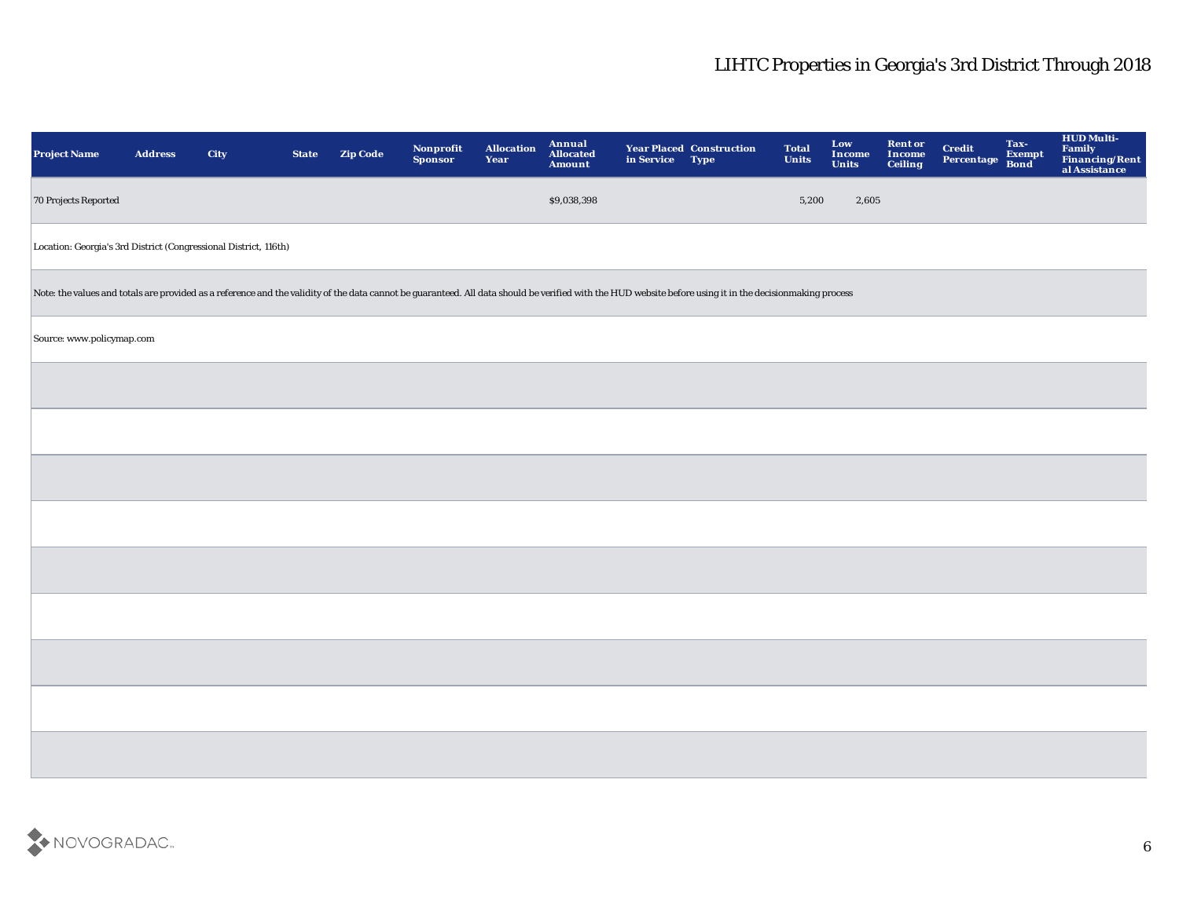# LIHTC Properties in Georgia's 3rd District Through 2018

| Project Name | Address | City | State | Zip Code | Nonprofit Sponsor | Allocation Year | Annual Allocated Amount | Year Placed in Service | Construction Type | Total Units | Low Income Units | Rent or Income Ceiling | Credit Percentage | Tax-Exempt Bond | HUD Multi-Family Financing/Rental Assistance |
|---|---|---|---|---|---|---|---|---|---|---|---|---|---|---|---|
| 70 Projects Reported | | | | | | | $9,038,398 | | | 5,200 | 2,605 | | | | |
| Location: Georgia's 3rd District (Congressional District, 116th) | | | | | | | | | | | | | | | |
| Note: the values and totals are provided as a reference and the validity of the data cannot be guaranteed. All data should be verified with the HUD website before using it in the decisionmaking process | | | | | | | | | | | | | | | |
| Source: www.policymap.com | | | | | | | | | | | | | | | |